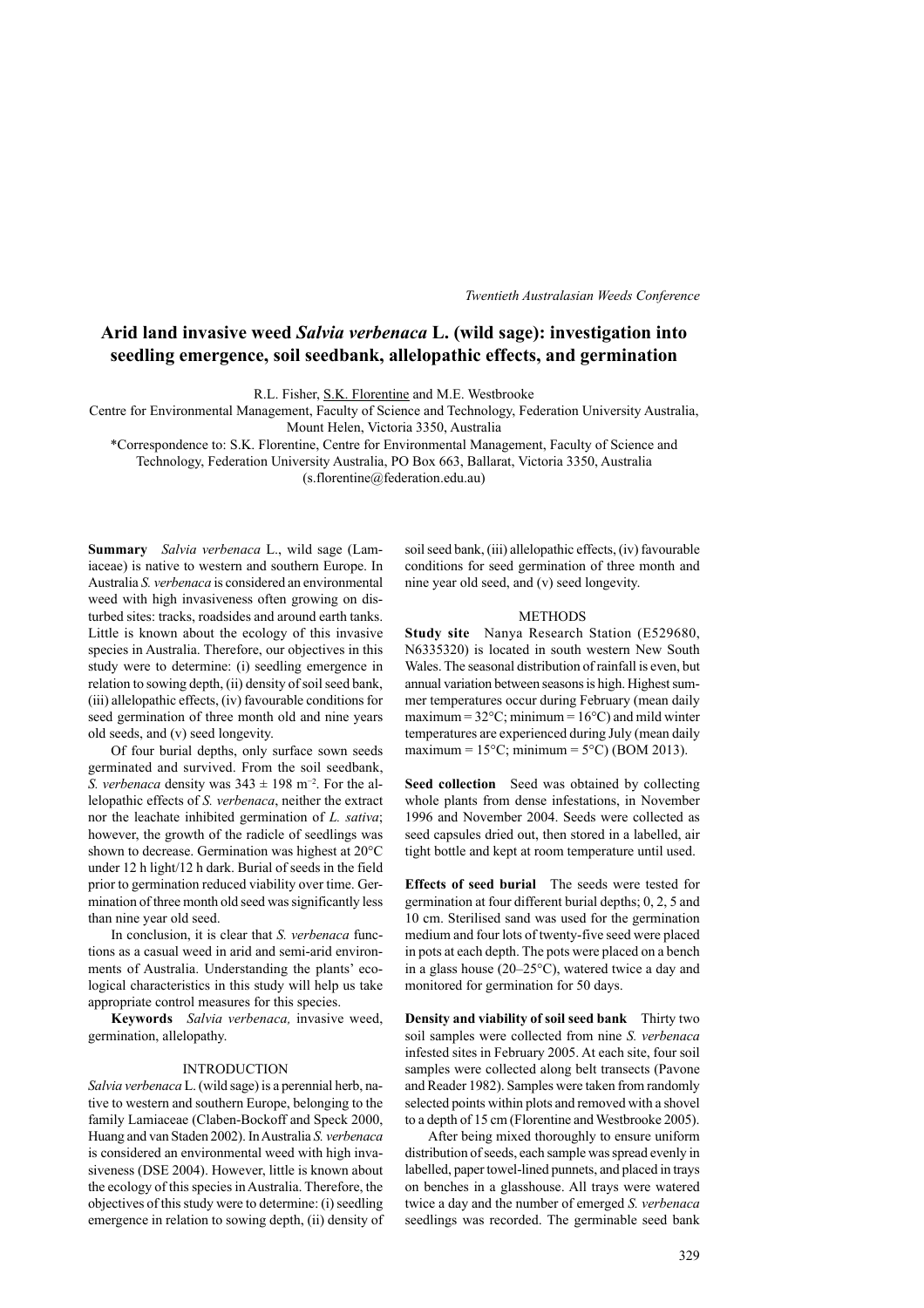# Arid land invasive weed *Salvia verbenaca* L. (wild sage): investigation into seedling emergence, soil seedbank, allelopathic effects, and germination

R.L. Fisher, S.K. Florentine and M.E. Westbrooke

Centre for Environmental Management, Faculty of Science and Technology, Federation University Australia, Mount Helen, Victoria 3350, Australia

*Correspondence to: S.K. Florentine, Centre for Environmental Management, Faculty of Science and Technology, Federation University Australia, PO Box 663, Ballarat, Victoria 3350, Australia (s.florentine@federation.edu.au)

**Summary** *Salvia verbenaca* L., wild sage (Lamiaceae) is native to western and southern Europe. In Australia *S. verbenaca* is considered an environmental weed with high invasiveness often growing on disturbed sites: tracks, roadsides and around earth tanks. Little is known about the ecology of this invasive species in Australia. Therefore, our objectives in this study were to determine: (i) seedling emergence in relation to sowing depth, (ii) density of soil seed bank, (iii) allelopathic effects, (iv) favourable conditions for seed germination of three month old and nine years old seeds, and (v) seed longevity.

Of four burial depths, only surface sown seeds germinated and survived. From the soil seedbank, *S. verbenaca* density was 343 ± 198 m$^{-2}$. For the allelopathic effects of *S. verbenaca*, neither the extract nor the leachate inhibited germination of *L. sativa*; however, the growth of the radicle of seedlings was shown to decrease. Germination was highest at 20°C under 12 h light/12 h dark. Burial of seeds in the field prior to germination reduced viability over time. Germination of three month old seed was significantly less than nine year old seed.

In conclusion, it is clear that *S. verbenaca* functions as a casual weed in arid and semi-arid environments of Australia. Understanding the plants' ecological characteristics in this study will help us take appropriate control measures for this species.

**Keywords** *Salvia verbenaca,* invasive weed, germination, allelopathy.

## INTRODUCTION

*Salvia verbenaca* L. (wild sage) is a perennial herb, native to western and southern Europe, belonging to the family Lamiaceae (Claben-Bockoff and Speck 2000, Huang and van Staden 2002). In Australia *S. verbenaca* is considered an environmental weed with high invasiveness (DSE 2004). However, little is known about the ecology of this species in Australia. Therefore, the objectives of this study were to determine: (i) seedling emergence in relation to sowing depth, (ii) density of soil seed bank, (iii) allelopathic effects, (iv) favourable conditions for seed germination of three month and nine year old seed, and (v) seed longevity.

## METHODS

**Study site** Nanya Research Station (E529680, N6335320) is located in south western New South Wales. The seasonal distribution of rainfall is even, but annual variation between seasons is high. Highest summer temperatures occur during February (mean daily maximum = 32°C; minimum = 16°C) and mild winter temperatures are experienced during July (mean daily maximum = 15°C; minimum = 5°C) (BOM 2013).

**Seed collection** Seed was obtained by collecting whole plants from dense infestations, in November 1996 and November 2004. Seeds were collected as seed capsules dried out, then stored in a labelled, air tight bottle and kept at room temperature until used.

**Effects of seed burial** The seeds were tested for germination at four different burial depths; 0, 2, 5 and 10 cm. Sterilised sand was used for the germination medium and four lots of twenty-five seed were placed in pots at each depth. The pots were placed on a bench in a glass house (20–25°C), watered twice a day and monitored for germination for 50 days.

**Density and viability of soil seed bank** Thirty two soil samples were collected from nine *S. verbenaca* infested sites in February 2005. At each site, four soil samples were collected along belt transects (Pavone and Reader 1982). Samples were taken from randomly selected points within plots and removed with a shovel to a depth of 15 cm (Florentine and Westbrooke 2005).

After being mixed thoroughly to ensure uniform distribution of seeds, each sample was spread evenly in labelled, paper towel-lined punnets, and placed in trays on benches in a glasshouse. All trays were watered twice a day and the number of emerged *S. verbenaca* seedlings was recorded. The germinable seed bank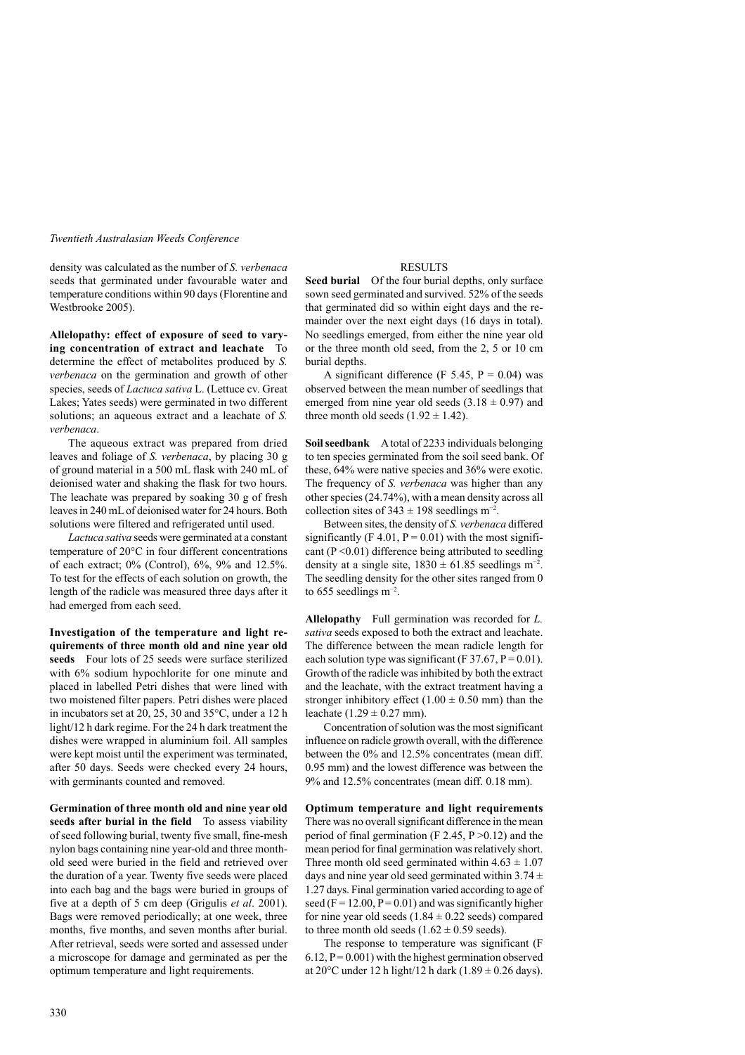density was calculated as the number of *S. verbenaca* seeds that germinated under favourable water and temperature conditions within 90 days (Florentine and Westbrooke 2005).

**Allelopathy: effect of exposure of seed to varying concentration of extract and leachate** To determine the effect of metabolites produced by *S. verbenaca* on the germination and growth of other species, seeds of *Lactuca sativa* L. (Lettuce cv. Great Lakes; Yates seeds) were germinated in two different solutions; an aqueous extract and a leachate of *S. verbenaca*.

The aqueous extract was prepared from dried leaves and foliage of *S. verbenaca*, by placing 30 g of ground material in a 500 mL flask with 240 mL of deionised water and shaking the flask for two hours. The leachate was prepared by soaking 30 g of fresh leaves in 240 mL of deionised water for 24 hours. Both solutions were filtered and refrigerated until used.

*Lactuca sativa* seeds were germinated at a constant temperature of 20°C in four different concentrations of each extract; 0% (Control), 6%, 9% and 12.5%. To test for the effects of each solution on growth, the length of the radicle was measured three days after it had emerged from each seed.

**Investigation of the temperature and light requirements of three month old and nine year old seeds** Four lots of 25 seeds were surface sterilized with 6% sodium hypochlorite for one minute and placed in labelled Petri dishes that were lined with two moistened filter papers. Petri dishes were placed in incubators set at 20, 25, 30 and 35°C, under a 12 h light/12 h dark regime. For the 24 h dark treatment the dishes were wrapped in aluminium foil. All samples were kept moist until the experiment was terminated, after 50 days. Seeds were checked every 24 hours, with germinants counted and removed.

**Germination of three month old and nine year old seeds after burial in the field** To assess viability of seed following burial, twenty five small, fine-mesh nylon bags containing nine year-old and three month-old seed were buried in the field and retrieved over the duration of a year. Twenty five seeds were placed into each bag and the bags were buried in groups of five at a depth of 5 cm deep (Grigulis *et al*. 2001). Bags were removed periodically; at one week, three months, five months, and seven months after burial. After retrieval, seeds were sorted and assessed under a microscope for damage and germinated as per the optimum temperature and light requirements.

## RESULTS

**Seed burial** Of the four burial depths, only surface sown seed germinated and survived. 52% of the seeds that germinated did so within eight days and the remainder over the next eight days (16 days in total). No seedlings emerged, from either the nine year old or the three month old seed, from the 2, 5 or 10 cm burial depths.

A significant difference ($F$ 5.45, $P = 0.04$) was observed between the mean number of seedlings that emerged from nine year old seeds ($3.18 \pm 0.97$) and three month old seeds ($1.92 \pm 1.42$).

**Soil seedbank** A total of 2233 individuals belonging to ten species germinated from the soil seed bank. Of these, 64% were native species and 36% were exotic. The frequency of *S. verbenaca* was higher than any other species (24.74%), with a mean density across all collection sites of $343 \pm 198$ seedlings m$^{-2}$.

Between sites, the density of *S. verbenaca* differed significantly ($F$ 4.01, $P = 0.01$) with the most significant ($P < 0.01$) difference being attributed to seedling density at a single site, $1830 \pm 61.85$ seedlings m$^{-2}$. The seedling density for the other sites ranged from 0 to 655 seedlings m$^{-2}$.

**Allelopathy** Full germination was recorded for *L. sativa* seeds exposed to both the extract and leachate. The difference between the mean radicle length for each solution type was significant ($F$ 37.67, $P = 0.01$). Growth of the radicle was inhibited by both the extract and the leachate, with the extract treatment having a stronger inhibitory effect ($1.00 \pm 0.50$ mm) than the leachate ($1.29 \pm 0.27$ mm).

Concentration of solution was the most significant influence on radicle growth overall, with the difference between the 0% and 12.5% concentrates (mean diff. 0.95 mm) and the lowest difference was between the 9% and 12.5% concentrates (mean diff. 0.18 mm).

**Optimum temperature and light requirements** There was no overall significant difference in the mean period of final germination ($F$ 2.45, $P > 0.12$) and the mean period for final germination was relatively short. Three month old seed germinated within $4.63 \pm 1.07$ days and nine year old seed germinated within $3.74 \pm 1.27$ days. Final germination varied according to age of seed ($F = 12.00$, $P = 0.01$) and was significantly higher for nine year old seeds ($1.84 \pm 0.22$ seeds) compared to three month old seeds ($1.62 \pm 0.59$ seeds).

The response to temperature was significant ($F$ 6.12, $P = 0.001$) with the highest germination observed at 20°C under 12 h light/12 h dark ($1.89 \pm 0.26$ days).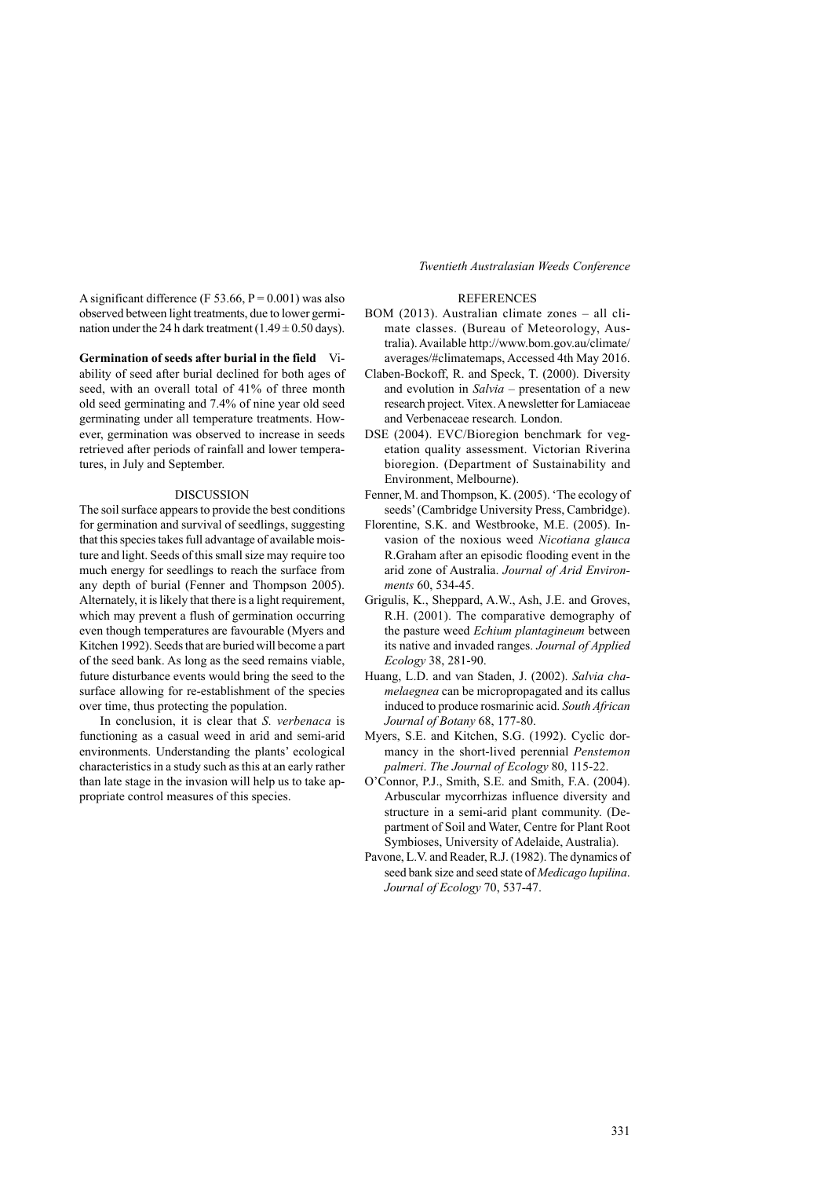A significant difference (F 53.66, P = 0.001) was also observed between light treatments, due to lower germination under the 24 h dark treatment (1.49 ± 0.50 days).

**Germination of seeds after burial in the field** Viability of seed after burial declined for both ages of seed, with an overall total of 41% of three month old seed germinating and 7.4% of nine year old seed germinating under all temperature treatments. However, germination was observed to increase in seeds retrieved after periods of rainfall and lower temperatures, in July and September.

## DISCUSSION

The soil surface appears to provide the best conditions for germination and survival of seedlings, suggesting that this species takes full advantage of available moisture and light. Seeds of this small size may require too much energy for seedlings to reach the surface from any depth of burial (Fenner and Thompson 2005). Alternately, it is likely that there is a light requirement, which may prevent a flush of germination occurring even though temperatures are favourable (Myers and Kitchen 1992). Seeds that are buried will become a part of the seed bank. As long as the seed remains viable, future disturbance events would bring the seed to the surface allowing for re-establishment of the species over time, thus protecting the population.

In conclusion, it is clear that *S. verbenaca* is functioning as a casual weed in arid and semi-arid environments. Understanding the plants' ecological characteristics in a study such as this at an early rather than late stage in the invasion will help us to take appropriate control measures of this species.

## REFERENCES

BOM (2013). Australian climate zones – all climate classes. (Bureau of Meteorology, Australia). Available http://www.bom.gov.au/climate/averages/#climatemaps, Accessed 4th May 2016.

Claben-Bockoff, R. and Speck, T. (2000). Diversity and evolution in *Salvia* – presentation of a new research project. Vitex. A newsletter for Lamiaceae and Verbenaceae research*.* London.

DSE (2004). EVC/Bioregion benchmark for vegetation quality assessment. Victorian Riverina bioregion. (Department of Sustainability and Environment, Melbourne).

Fenner, M. and Thompson, K. (2005). 'The ecology of seeds' (Cambridge University Press, Cambridge).

Florentine, S.K. and Westbrooke, M.E. (2005). Invasion of the noxious weed *Nicotiana glauca* R.Graham after an episodic flooding event in the arid zone of Australia. *Journal of Arid Environments* 60, 534-45.

Grigulis, K., Sheppard, A.W., Ash, J.E. and Groves, R.H. (2001). The comparative demography of the pasture weed *Echium plantagineum* between its native and invaded ranges. *Journal of Applied Ecology* 38, 281-90.

Huang, L.D. and van Staden, J. (2002). *Salvia chamelaegnea* can be micropropagated and its callus induced to produce rosmarinic acid. *South African Journal of Botany* 68, 177-80.

Myers, S.E. and Kitchen, S.G. (1992). Cyclic dormancy in the short-lived perennial *Penstemon palmeri*. *The Journal of Ecology* 80, 115-22.

O'Connor, P.J., Smith, S.E. and Smith, F.A. (2004). Arbuscular mycorrhizas influence diversity and structure in a semi-arid plant community. (Department of Soil and Water, Centre for Plant Root Symbioses, University of Adelaide, Australia).

Pavone, L.V. and Reader, R.J. (1982). The dynamics of seed bank size and seed state of *Medicago lupilina*. *Journal of Ecology* 70, 537-47.